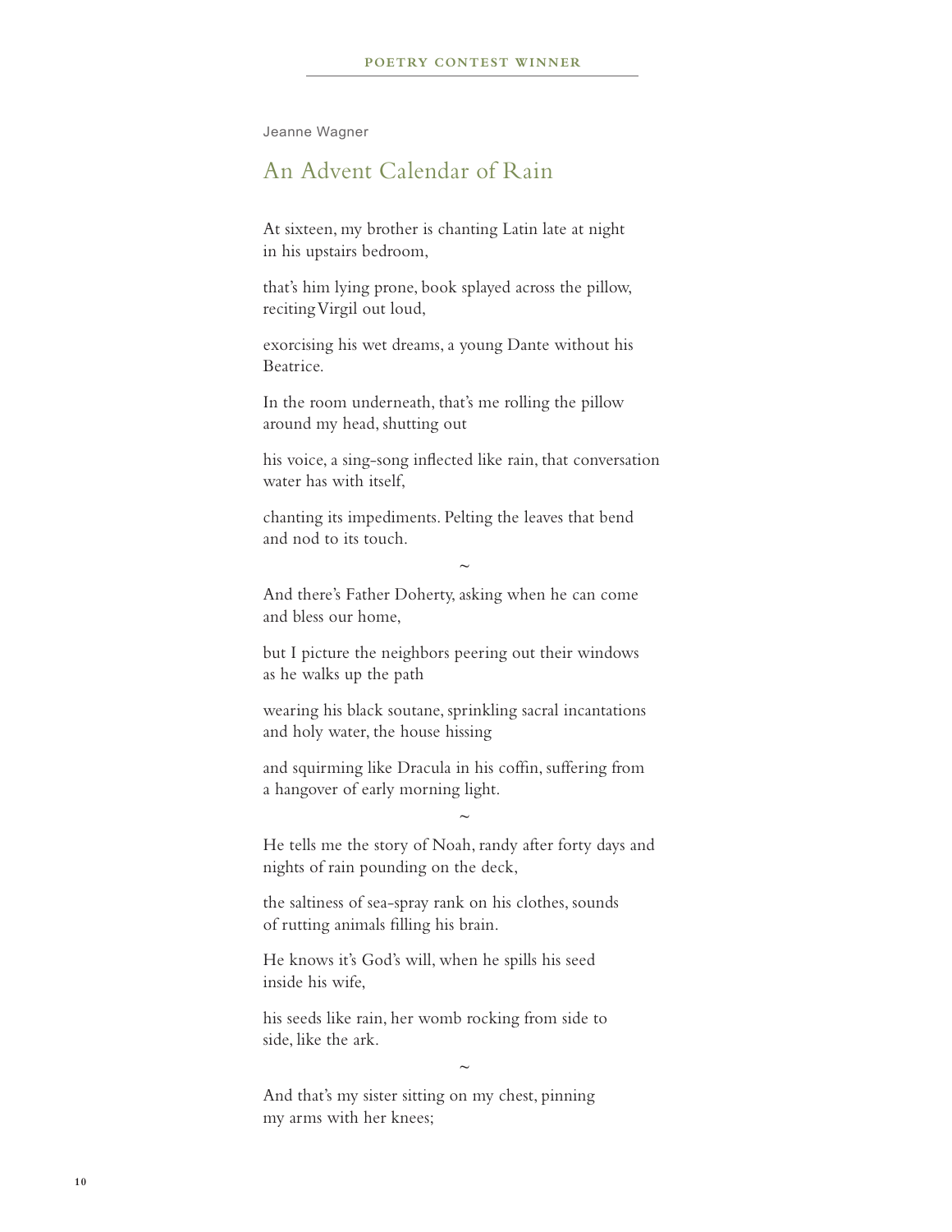POETRY CONTEST WINNER

Jeanne Wagner

# An Advent Calendar of Rain

At sixteen, my brother is chanting Latin late at night
in his upstairs bedroom,

that's him lying prone, book splayed across the pillow,
reciting Virgil out loud,

exorcising his wet dreams, a young Dante without his
Beatrice.

In the room underneath, that's me rolling the pillow
around my head, shutting out

his voice, a sing-song inflected like rain, that conversation
water has with itself,

chanting its impediments. Pelting the leaves that bend
and nod to its touch.

~

And there's Father Doherty, asking when he can come
and bless our home,

but I picture the neighbors peering out their windows
as he walks up the path

wearing his black soutane, sprinkling sacral incantations
and holy water, the house hissing

and squirming like Dracula in his coffin, suffering from
a hangover of early morning light.

~

He tells me the story of Noah, randy after forty days and
nights of rain pounding on the deck,

the saltiness of sea-spray rank on his clothes, sounds
of rutting animals filling his brain.

He knows it's God's will, when he spills his seed
inside his wife,

his seeds like rain, her womb rocking from side to
side, like the ark.

~

And that's my sister sitting on my chest, pinning
my arms with her knees;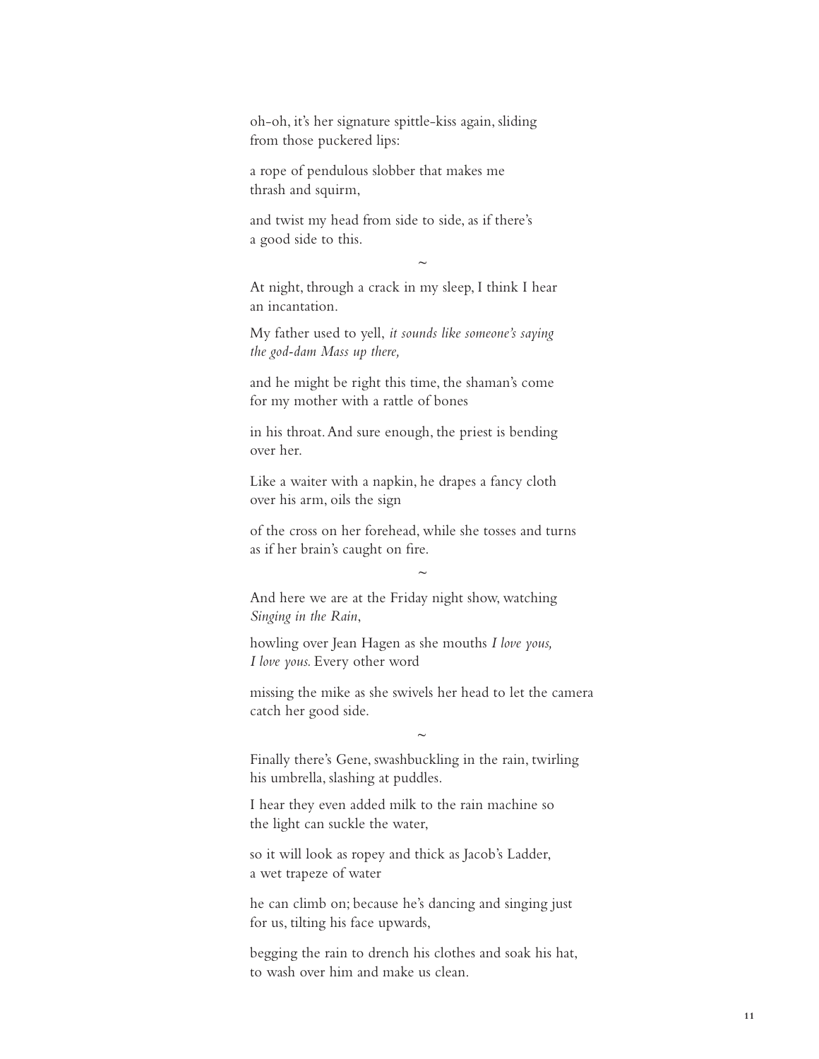oh-oh, it's her signature spittle-kiss again, sliding
from those puckered lips:

a rope of pendulous slobber that makes me
thrash and squirm,

and twist my head from side to side, as if there's
a good side to this.

~

At night, through a crack in my sleep, I think I hear
an incantation.

My father used to yell, *it sounds like someone's saying
the god-dam Mass up there,*

and he might be right this time, the shaman's come
for my mother with a rattle of bones

in his throat. And sure enough, the priest is bending
over her.

Like a waiter with a napkin, he drapes a fancy cloth
over his arm, oils the sign

of the cross on her forehead, while she tosses and turns
as if her brain's caught on fire.

~

And here we are at the Friday night show, watching
*Singing in the Rain*,

howling over Jean Hagen as she mouths *I love yous,
I love yous.* Every other word

missing the mike as she swivels her head to let the camera
catch her good side.

~

Finally there's Gene, swashbuckling in the rain, twirling
his umbrella, slashing at puddles.

I hear they even added milk to the rain machine so
the light can suckle the water,

so it will look as ropey and thick as Jacob's Ladder,
a wet trapeze of water

he can climb on; because he's dancing and singing just
for us, tilting his face upwards,

begging the rain to drench his clothes and soak his hat,
to wash over him and make us clean.